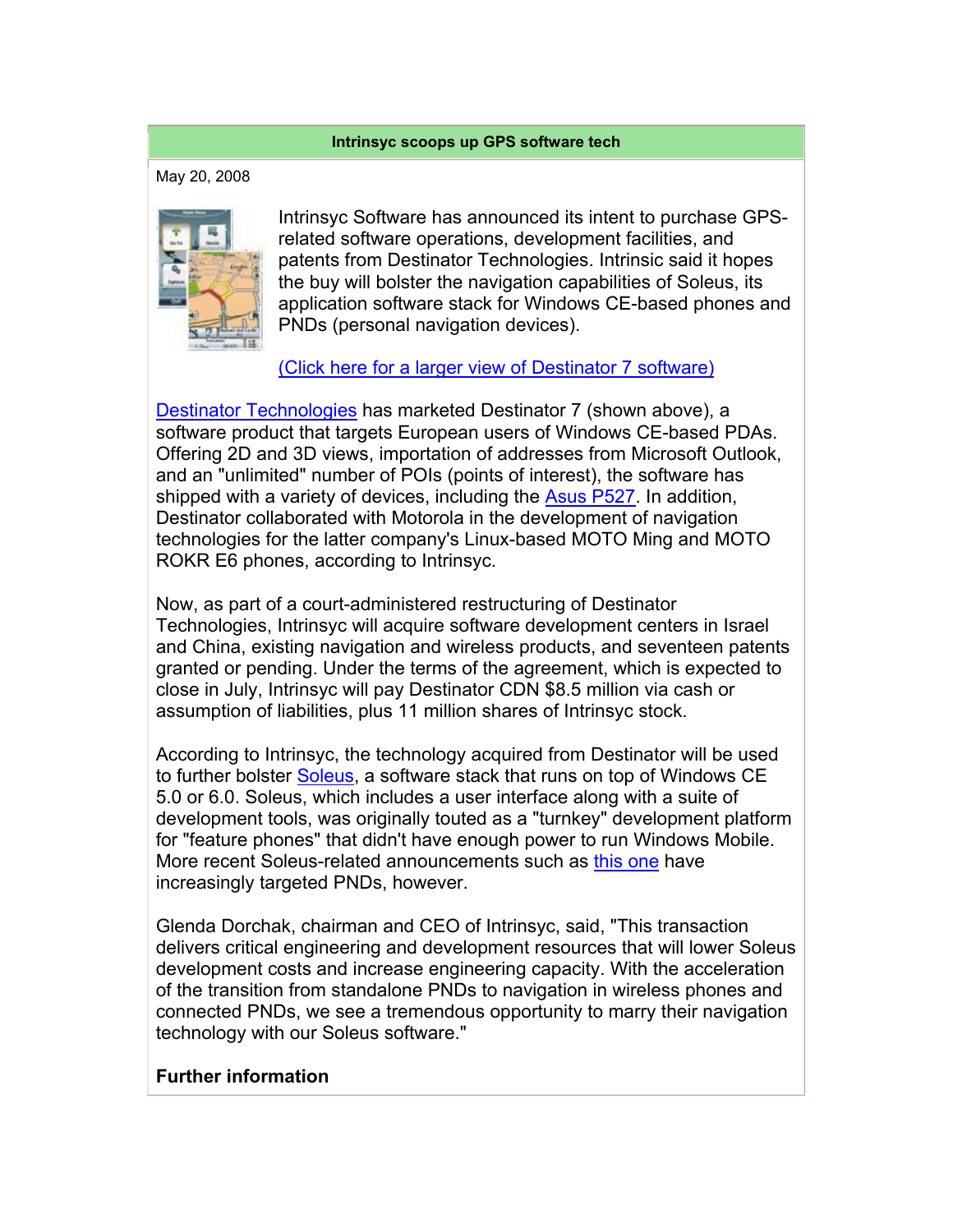# Intrinsyc scoops up GPS software tech

May 20, 2008

Intrinsyc Software has announced its intent to purchase GPS-related software operations, development facilities, and patents from Destinator Technologies. Intrinsic said it hopes the buy will bolster the navigation capabilities of Soleus, its application software stack for Windows CE-based phones and PNDs (personal navigation devices).

(Click here for a larger view of Destinator 7 software)

Destinator Technologies has marketed Destinator 7 (shown above), a software product that targets European users of Windows CE-based PDAs. Offering 2D and 3D views, importation of addresses from Microsoft Outlook, and an "unlimited" number of POIs (points of interest), the software has shipped with a variety of devices, including the Asus P527. In addition, Destinator collaborated with Motorola in the development of navigation technologies for the latter company's Linux-based MOTO Ming and MOTO ROKR E6 phones, according to Intrinsyc.

Now, as part of a court-administered restructuring of Destinator Technologies, Intrinsyc will acquire software development centers in Israel and China, existing navigation and wireless products, and seventeen patents granted or pending. Under the terms of the agreement, which is expected to close in July, Intrinsyc will pay Destinator CDN $8.5 million via cash or assumption of liabilities, plus 11 million shares of Intrinsyc stock.

According to Intrinsyc, the technology acquired from Destinator will be used to further bolster Soleus, a software stack that runs on top of Windows CE 5.0 or 6.0. Soleus, which includes a user interface along with a suite of development tools, was originally touted as a "turnkey" development platform for "feature phones" that didn't have enough power to run Windows Mobile. More recent Soleus-related announcements such as this one have increasingly targeted PNDs, however.

Glenda Dorchak, chairman and CEO of Intrinsyc, said, "This transaction delivers critical engineering and development resources that will lower Soleus development costs and increase engineering capacity. With the acceleration of the transition from standalone PNDs to navigation in wireless phones and connected PNDs, we see a tremendous opportunity to marry their navigation technology with our Soleus software."

**Further information**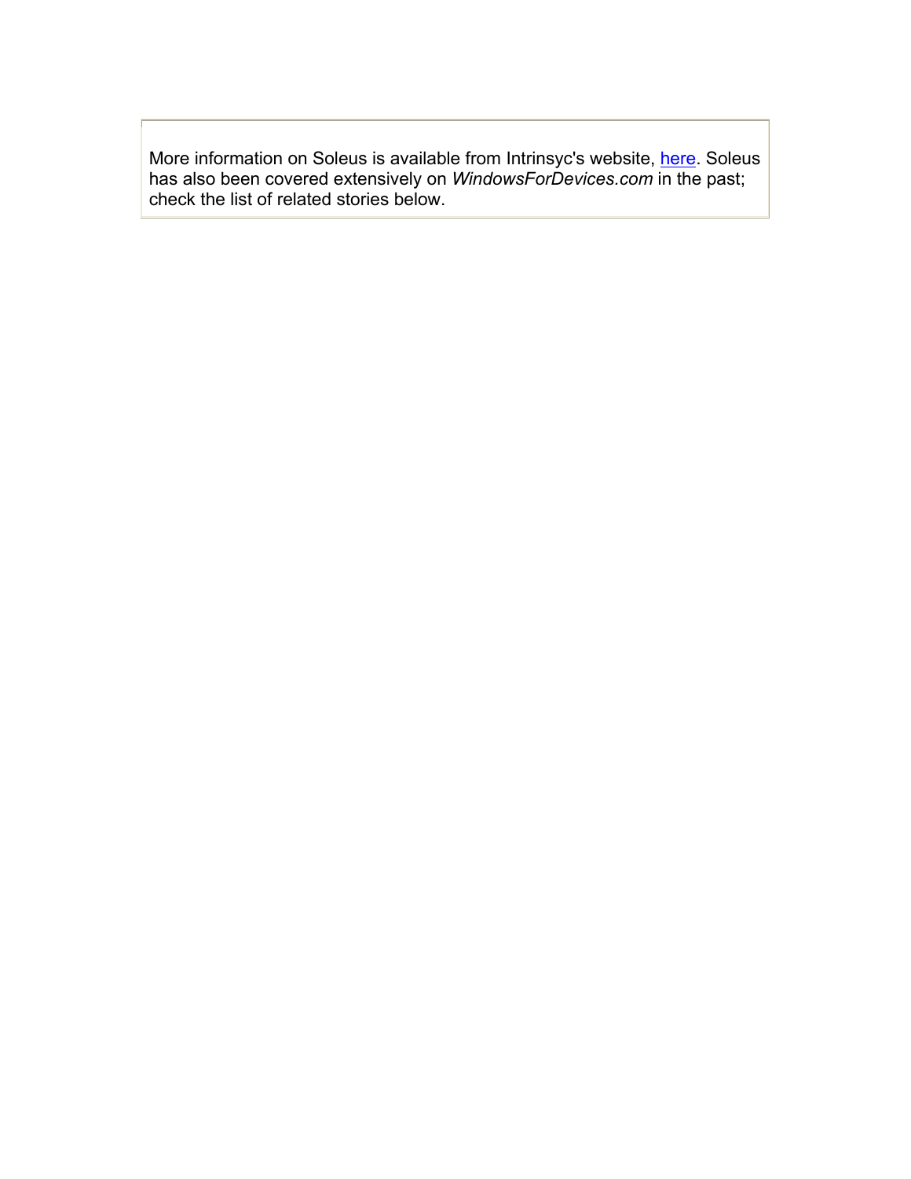More information on Soleus is available from Intrinsyc's website, [here](). Soleus has also been covered extensively on *WindowsForDevices.com* in the past; check the list of related stories below.